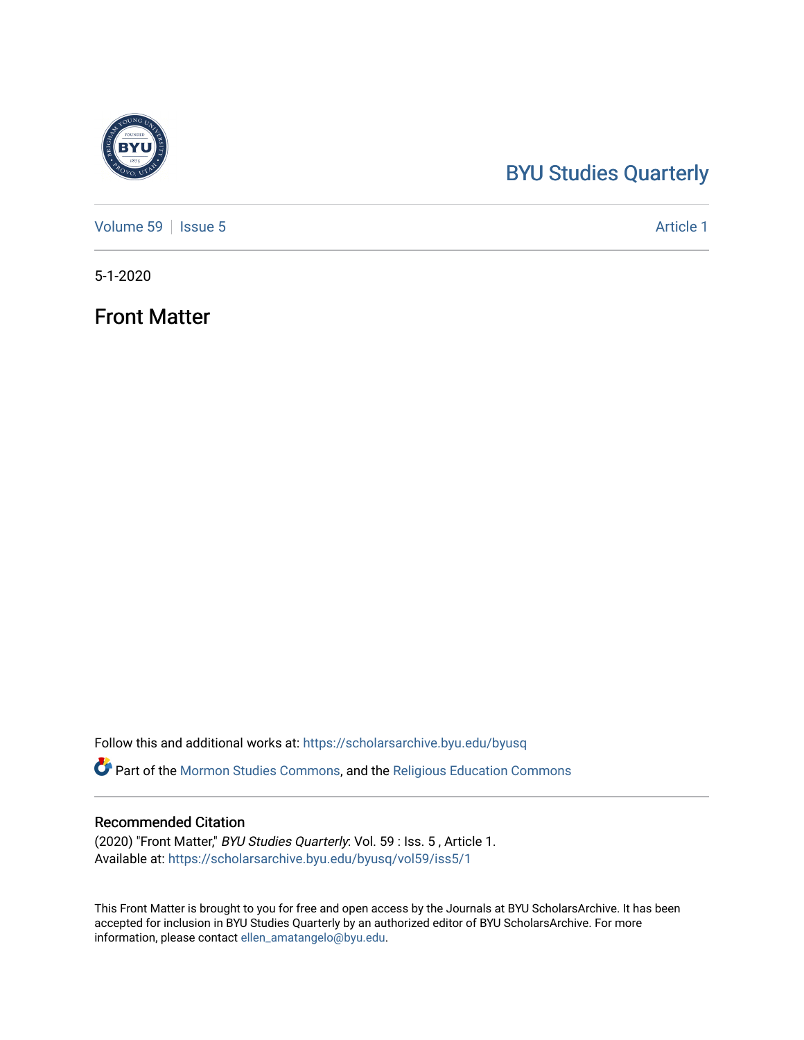BYU Studies Quarterly

Volume 59 | Issue 5 Article 1

5-1-2020

# Front Matter

Follow this and additional works at: https://scholarsarchive.byu.edu/byusq

Part of the Mormon Studies Commons, and the Religious Education Commons

## Recommended Citation

(2020) "Front Matter," *BYU Studies Quarterly*: Vol. 59 : Iss. 5 , Article 1.
Available at: https://scholarsarchive.byu.edu/byusq/vol59/iss5/1

This Front Matter is brought to you for free and open access by the Journals at BYU ScholarsArchive. It has been accepted for inclusion in BYU Studies Quarterly by an authorized editor of BYU ScholarsArchive. For more information, please contact ellen_amatangelo@byu.edu.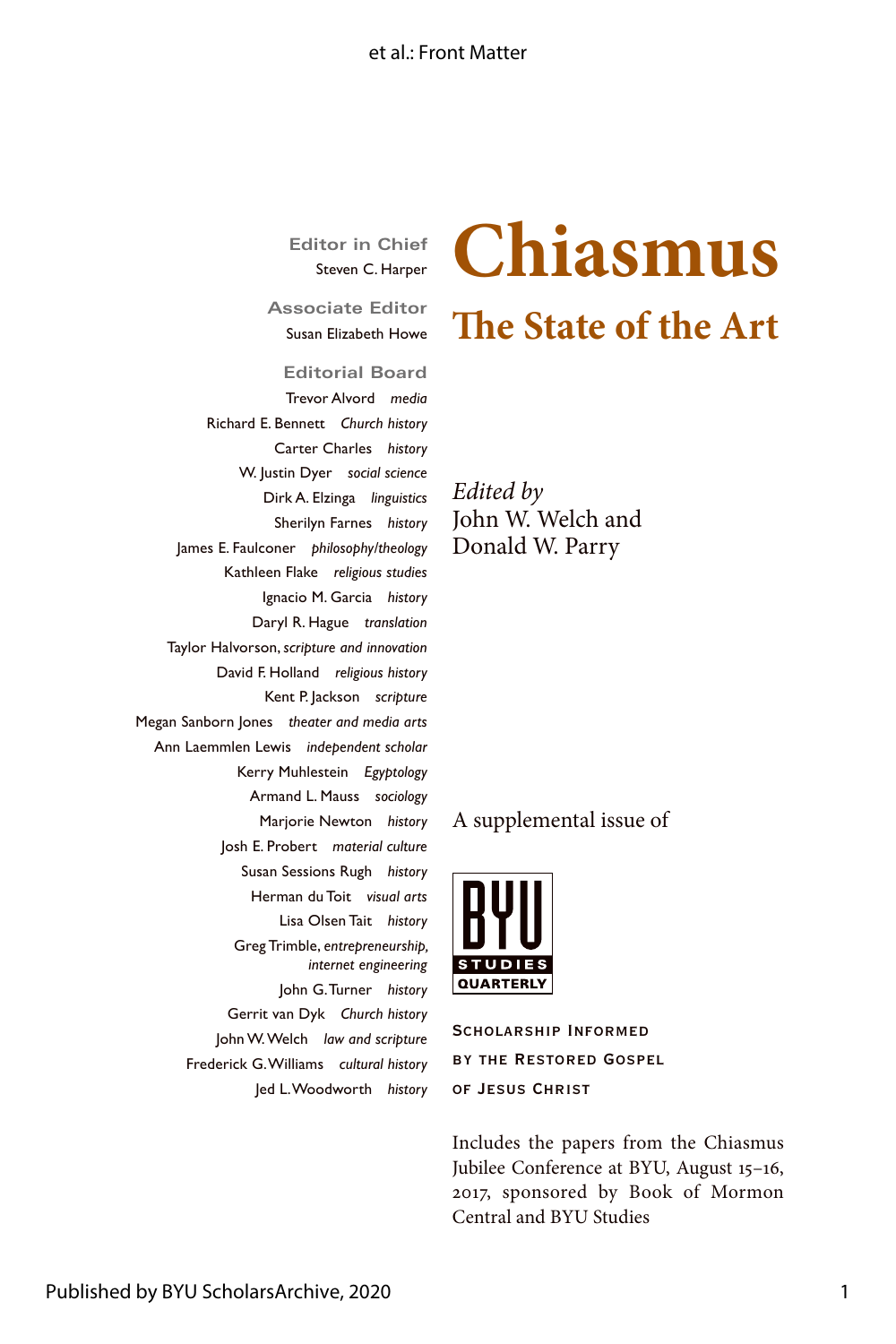# Chiasmus

## The State of the Art

*Edited by*
John W. Welch and
Donald W. Parry

A supplemental issue of

BYU STUDIES QUARTERLY

SCHOLARSHIP INFORMED BY THE RESTORED GOSPEL OF JESUS CHRIST

Includes the papers from the Chiasmus Jubilee Conference at BYU, August 15–16, 2017, sponsored by Book of Mormon Central and BYU Studies

**Editor in Chief**
Steven C. Harper

**Associate Editor**
Susan Elizabeth Howe

**Editorial Board**

Trevor Alvord *media*
Richard E. Bennett *Church history*
Carter Charles *history*
W. Justin Dyer *social science*
Dirk A. Elzinga *linguistics*
Sherilyn Farnes *history*
James E. Faulconer *philosophy/theology*
Kathleen Flake *religious studies*
Ignacio M. Garcia *history*
Daryl R. Hague *translation*
Taylor Halvorson, *scripture and innovation*
David F. Holland *religious history*
Kent P. Jackson *scripture*
Megan Sanborn Jones *theater and media arts*
Ann Laemmlen Lewis *independent scholar*
Kerry Muhlestein *Egyptology*
Armand L. Mauss *sociology*
Marjorie Newton *history*
Josh E. Probert *material culture*
Susan Sessions Rugh *history*
Herman du Toit *visual arts*
Lisa Olsen Tait *history*
Greg Trimble, *entrepreneurship, internet engineering*
John G. Turner *history*
Gerrit van Dyk *Church history*
John W. Welch *law and scripture*
Frederick G. Williams *cultural history*
Jed L. Woodworth *history*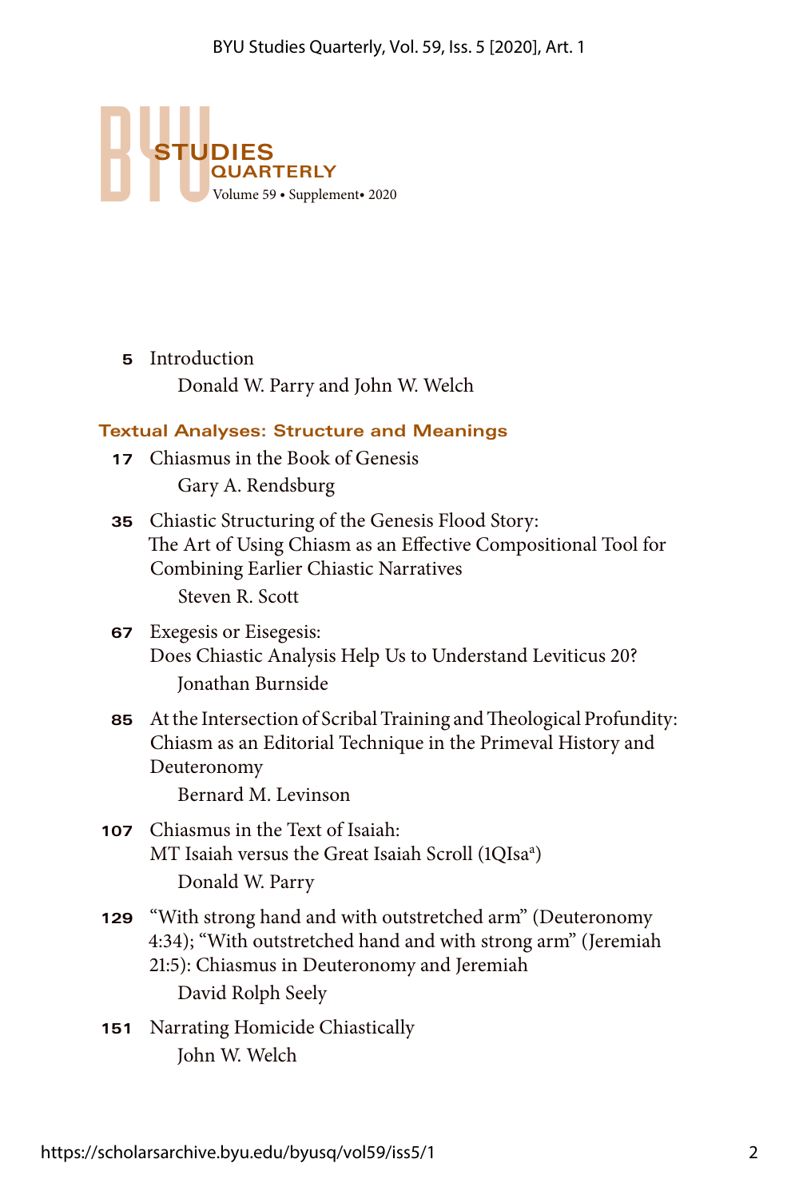# BYU STUDIES QUARTERLY

Volume 59 • Supplement• 2020

5 Introduction
Donald W. Parry and John W. Welch

## Textual Analyses: Structure and Meanings

17 Chiasmus in the Book of Genesis
Gary A. Rendsburg

35 Chiastic Structuring of the Genesis Flood Story: The Art of Using Chiasm as an Effective Compositional Tool for Combining Earlier Chiastic Narratives
Steven R. Scott

67 Exegesis or Eisegesis: Does Chiastic Analysis Help Us to Understand Leviticus 20?
Jonathan Burnside

85 At the Intersection of Scribal Training and Theological Profundity: Chiasm as an Editorial Technique in the Primeval History and Deuteronomy
Bernard M. Levinson

107 Chiasmus in the Text of Isaiah: MT Isaiah versus the Great Isaiah Scroll (1QIsa[a])
Donald W. Parry

129 "With strong hand and with outstretched arm" (Deuteronomy 4:34); "With outstretched hand and with strong arm" (Jeremiah 21:5): Chiasmus in Deuteronomy and Jeremiah
David Rolph Seely

151 Narrating Homicide Chiastically
John W. Welch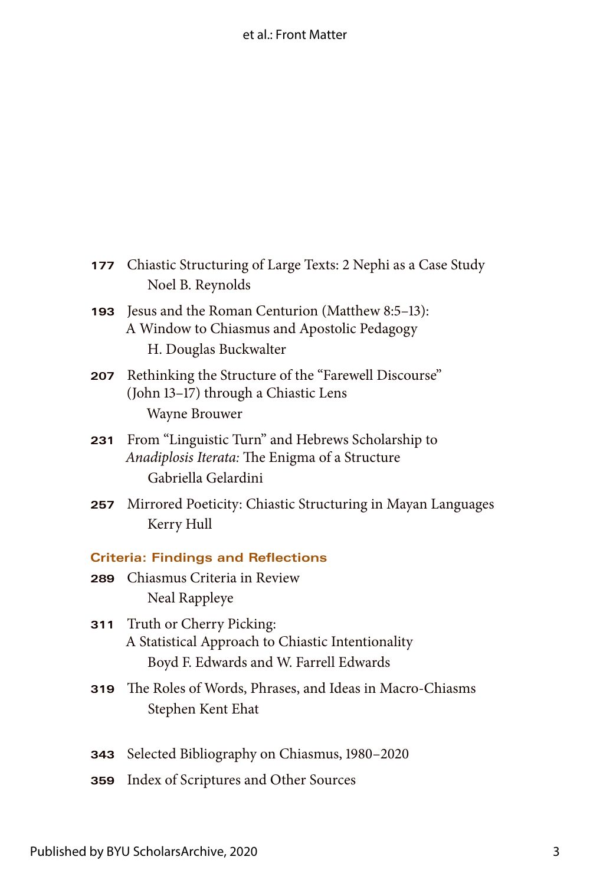**177** Chiastic Structuring of Large Texts: 2 Nephi as a Case Study
Noel B. Reynolds

**193** Jesus and the Roman Centurion (Matthew 8:5–13): A Window to Chiasmus and Apostolic Pedagogy
H. Douglas Buckwalter

**207** Rethinking the Structure of the "Farewell Discourse" (John 13–17) through a Chiastic Lens
Wayne Brouwer

**231** From "Linguistic Turn" and Hebrews Scholarship to *Anadiplosis Iterata:* The Enigma of a Structure
Gabriella Gelardini

**257** Mirrored Poeticity: Chiastic Structuring in Mayan Languages
Kerry Hull

## Criteria: Findings and Reflections

**289** Chiasmus Criteria in Review
Neal Rappleye

**311** Truth or Cherry Picking: A Statistical Approach to Chiastic Intentionality
Boyd F. Edwards and W. Farrell Edwards

**319** The Roles of Words, Phrases, and Ideas in Macro-Chiasms
Stephen Kent Ehat

**343** Selected Bibliography on Chiasmus, 1980–2020

**359** Index of Scriptures and Other Sources